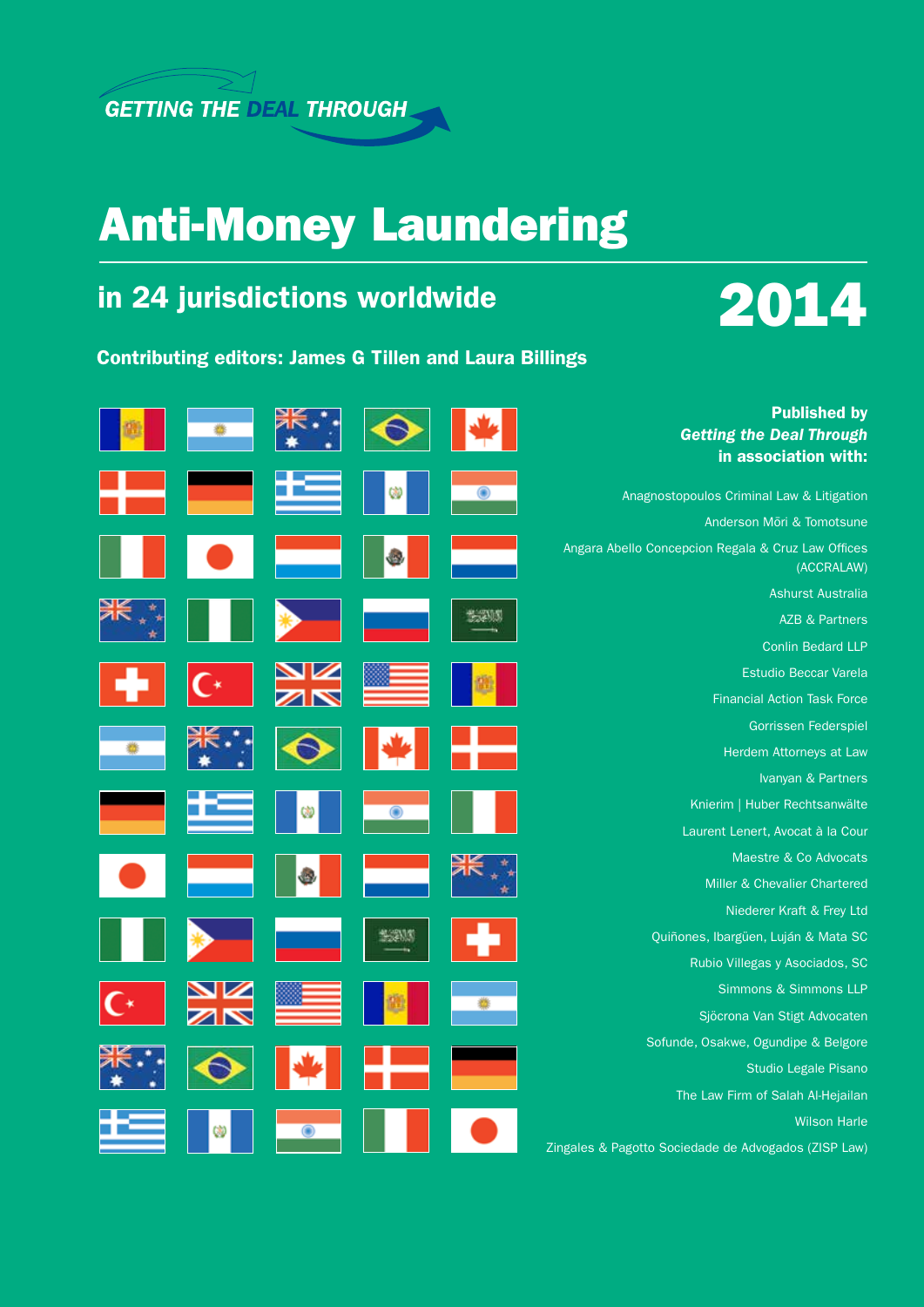GETTING THE DEAL THROUGH

# Anti-Money Laundering

## in 24 jurisdictions worldwide

**2014**

**Contributing editors: James G Tillen and Laura Billings**

**Published by**
***Getting the Deal Through***
**in association with:**

Anagnostopoulos Criminal Law & Litigation

Anderson Mōri & Tomotsune

Angara Abello Concepcion Regala & Cruz Law Offices (ACCRALAW)

Ashurst Australia

AZB & Partners

Conlin Bedard LLP

Estudio Beccar Varela

Financial Action Task Force

Gorrissen Federspiel

Herdem Attorneys at Law

Ivanyan & Partners

Knierim | Huber Rechtsanwälte

Laurent Lenert, Avocat à la Cour

Maestre & Co Advocats

Miller & Chevalier Chartered

Niederer Kraft & Frey Ltd

Quiñones, Ibargüen, Luján & Mata SC

Rubio Villegas y Asociados, SC

Simmons & Simmons LLP

Sjöcrona Van Stigt Advocaten

Sofunde, Osakwe, Ogundipe & Belgore

Studio Legale Pisano

The Law Firm of Salah Al-Hejailan

Wilson Harle

Zingales & Pagotto Sociedade de Advogados (ZISP Law)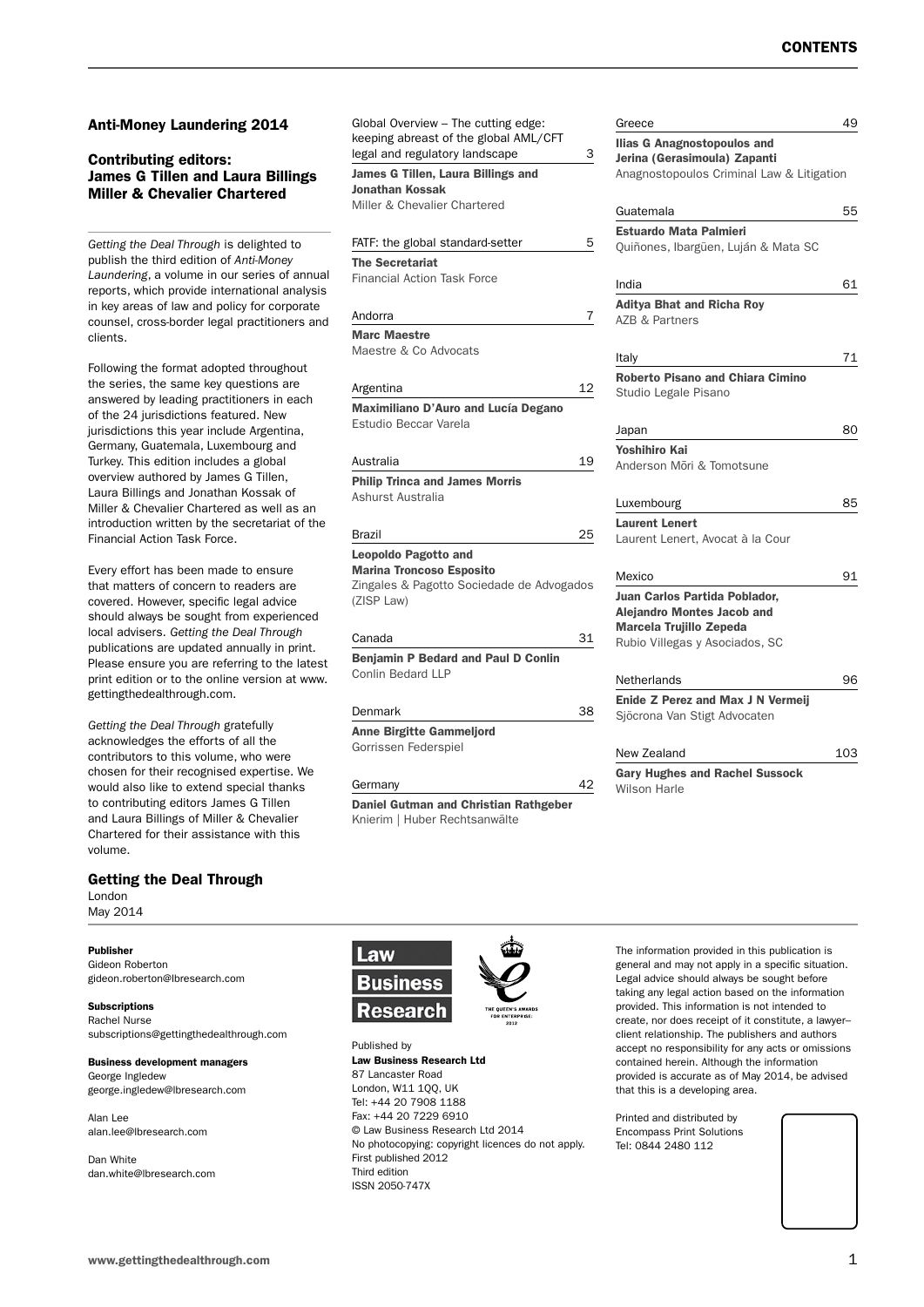## Anti-Money Laundering 2014

### Contributing editors: James G Tillen and Laura Billings Miller & Chevalier Chartered

*Getting the Deal Through* is delighted to publish the third edition of *Anti-Money Laundering*, a volume in our series of annual reports, which provide international analysis in key areas of law and policy for corporate counsel, cross-border legal practitioners and clients.

Following the format adopted throughout the series, the same key questions are answered by leading practitioners in each of the 24 jurisdictions featured. New jurisdictions this year include Argentina, Germany, Guatemala, Luxembourg and Turkey. This edition includes a global overview authored by James G Tillen, Laura Billings and Jonathan Kossak of Miller & Chevalier Chartered as well as an introduction written by the secretariat of the Financial Action Task Force.

Every effort has been made to ensure that matters of concern to readers are covered. However, specific legal advice should always be sought from experienced local advisers. *Getting the Deal Through* publications are updated annually in print. Please ensure you are referring to the latest print edition or to the online version at www.gettingthedealthrough.com.

*Getting the Deal Through* gratefully acknowledges the efforts of all the contributors to this volume, who were chosen for their recognised expertise. We would also like to extend special thanks to contributing editors James G Tillen and Laura Billings of Miller & Chevalier Chartered for their assistance with this volume.

### Getting the Deal Through

London
May 2014

## Contents

Global Overview – The cutting edge: keeping abreast of the global AML/CFT legal and regulatory landscape — 3
**James G Tillen, Laura Billings and Jonathan Kossak**
Miller & Chevalier Chartered

FATF: the global standard-setter — 5
**The Secretariat**
Financial Action Task Force

Andorra — 7
**Marc Maestre**
Maestre & Co Advocats

Argentina — 12
**Maximiliano D'Auro and Lucía Degano**
Estudio Beccar Varela

Australia — 19
**Philip Trinca and James Morris**
Ashurst Australia

Brazil — 25
**Leopoldo Pagotto and Marina Troncoso Esposito**
Zingales & Pagotto Sociedade de Advogados (ZISP Law)

Canada — 31
**Benjamin P Bedard and Paul D Conlin**
Conlin Bedard LLP

Denmark — 38
**Anne Birgitte Gammeljord**
Gorrissen Federspiel

Germany — 42
**Daniel Gutman and Christian Rathgeber**
Knierim | Huber Rechtsanwälte

Greece — 49
**Ilias G Anagnostopoulos and Jerina (Gerasimoula) Zapanti**
Anagnostopoulos Criminal Law & Litigation

Guatemala — 55
**Estuardo Mata Palmieri**
Quiñones, Ibargüen, Luján & Mata SC

India — 61
**Aditya Bhat and Richa Roy**
AZB & Partners

Italy — 71
**Roberto Pisano and Chiara Cimino**
Studio Legale Pisano

Japan — 80
**Yoshihiro Kai**
Anderson Mōri & Tomotsune

Luxembourg — 85
**Laurent Lenert**
Laurent Lenert, Avocat à la Cour

Mexico — 91
**Juan Carlos Partida Poblador, Alejandro Montes Jacob and Marcela Trujillo Zepeda**
Rubio Villegas y Asociados, SC

Netherlands — 96
**Enide Z Perez and Max J N Vermeij**
Sjöcrona Van Stigt Advocaten

New Zealand — 103
**Gary Hughes and Rachel Sussock**
Wilson Harle

**Publisher**
Gideon Roberton
gideon.roberton@lbresearch.com

**Subscriptions**
Rachel Nurse
subscriptions@gettingthedealthrough.com

**Business development managers**
George Ingledew
george.ingledew@lbresearch.com

Alan Lee
alan.lee@lbresearch.com

Dan White
dan.white@lbresearch.com

Published by
**Law Business Research Ltd**
87 Lancaster Road
London, W11 1QQ, UK
Tel: +44 20 7908 1188
Fax: +44 20 7229 6910
© Law Business Research Ltd 2014
No photocopying: copyright licences do not apply.
First published 2012
Third edition
ISSN 2050-747X

The information provided in this publication is general and may not apply in a specific situation. Legal advice should always be sought before taking any legal action based on the information provided. This information is not intended to create, nor does receipt of it constitute, a lawyer–client relationship. The publishers and authors accept no responsibility for any acts or omissions contained herein. Although the information provided is accurate as of May 2014, be advised that this is a developing area.

Printed and distributed by
Encompass Print Solutions
Tel: 0844 2480 112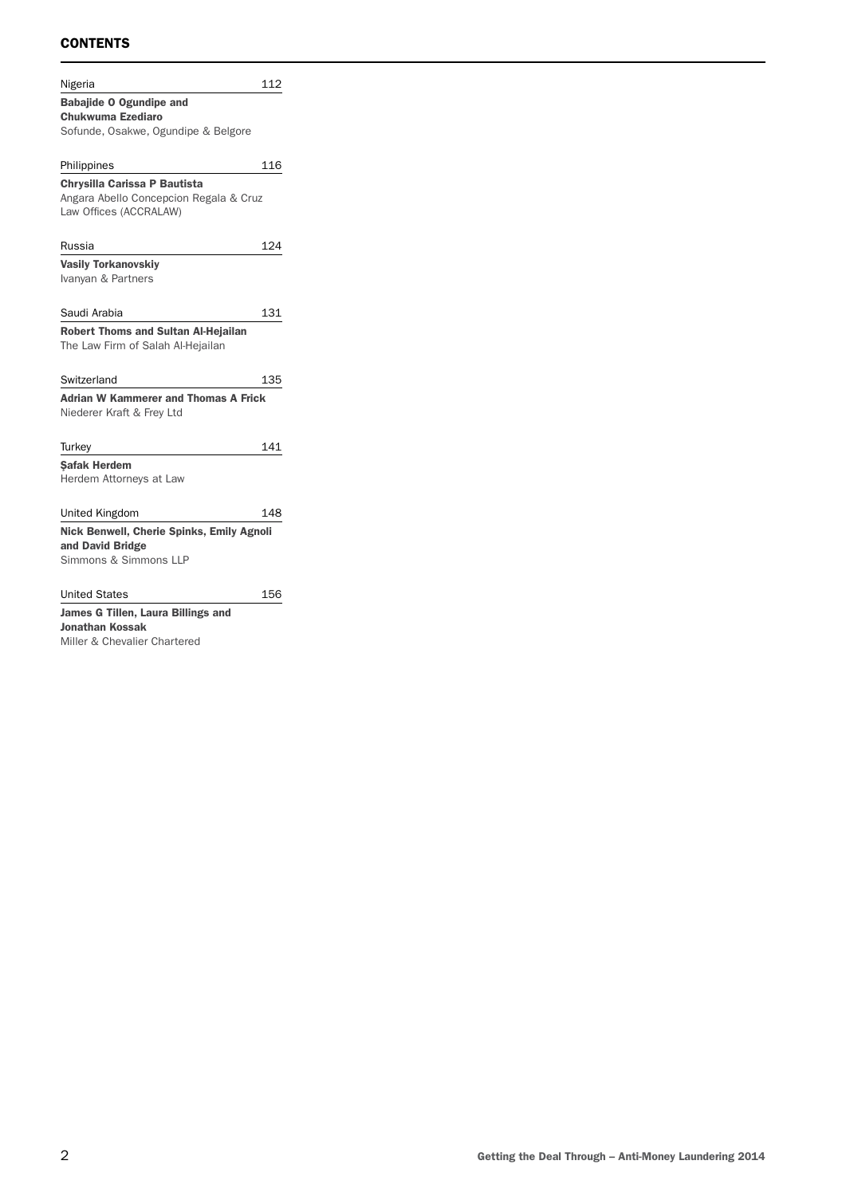## CONTENTS

Nigeria 112

**Babajide O Ogundipe and Chukwuma Ezediaro**
Sofunde, Osakwe, Ogundipe & Belgore

Philippines 116

**Chrysilla Carissa P Bautista**
Angara Abello Concepcion Regala & Cruz Law Offices (ACCRALAW)

Russia 124

**Vasily Torkanovskiy**
Ivanyan & Partners

Saudi Arabia 131

**Robert Thoms and Sultan Al-Hejailan**
The Law Firm of Salah Al-Hejailan

Switzerland 135

**Adrian W Kammerer and Thomas A Frick**
Niederer Kraft & Frey Ltd

Turkey 141

**Şafak Herdem**
Herdem Attorneys at Law

United Kingdom 148

**Nick Benwell, Cherie Spinks, Emily Agnoli and David Bridge**
Simmons & Simmons LLP

United States 156

**James G Tillen, Laura Billings and Jonathan Kossak**
Miller & Chevalier Chartered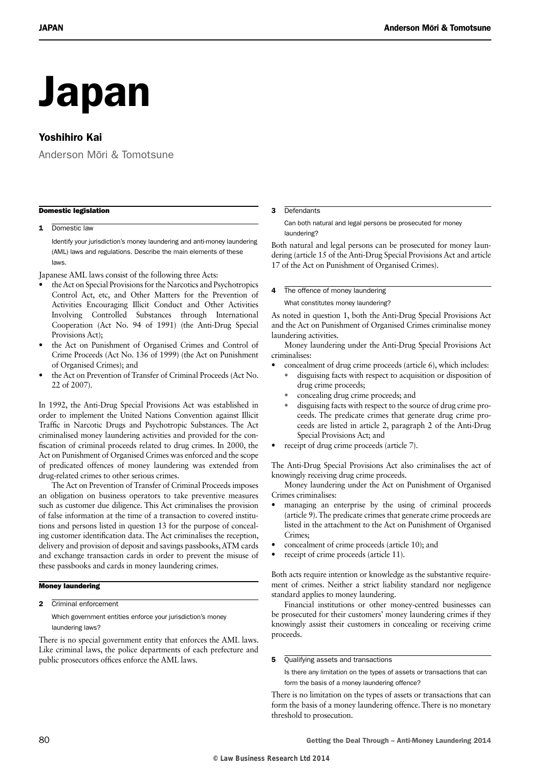# Japan

## Yoshihiro Kai

Anderson Mōri & Tomotsune

### Domestic legislation

**1 Domestic law**

Identify your jurisdiction's money laundering and anti-money laundering (AML) laws and regulations. Describe the main elements of these laws.

Japanese AML laws consist of the following three Acts:

- the Act on Special Provisions for the Narcotics and Psychotropics Control Act, etc, and Other Matters for the Prevention of Activities Encouraging Illicit Conduct and Other Activities Involving Controlled Substances through International Cooperation (Act No. 94 of 1991) (the Anti-Drug Special Provisions Act);
- the Act on Punishment of Organised Crimes and Control of Crime Proceeds (Act No. 136 of 1999) (the Act on Punishment of Organised Crimes); and
- the Act on Prevention of Transfer of Criminal Proceeds (Act No. 22 of 2007).

In 1992, the Anti-Drug Special Provisions Act was established in order to implement the United Nations Convention against Illicit Traffic in Narcotic Drugs and Psychotropic Substances. The Act criminalised money laundering activities and provided for the confiscation of criminal proceeds related to drug crimes. In 2000, the Act on Punishment of Organised Crimes was enforced and the scope of predicated offences of money laundering was extended from drug-related crimes to other serious crimes.

The Act on Prevention of Transfer of Criminal Proceeds imposes an obligation on business operators to take preventive measures such as customer due diligence. This Act criminalises the provision of false information at the time of a transaction to covered institutions and persons listed in question 13 for the purpose of concealing customer identification data. The Act criminalises the reception, delivery and provision of deposit and savings passbooks, ATM cards and exchange transaction cards in order to prevent the misuse of these passbooks and cards in money laundering crimes.

### Money laundering

**2 Criminal enforcement**

Which government entities enforce your jurisdiction's money laundering laws?

There is no special government entity that enforces the AML laws. Like criminal laws, the police departments of each prefecture and public prosecutors offices enforce the AML laws.

**3 Defendants**

Can both natural and legal persons be prosecuted for money laundering?

Both natural and legal persons can be prosecuted for money laundering (article 15 of the Anti-Drug Special Provisions Act and article 17 of the Act on Punishment of Organised Crimes).

**4 The offence of money laundering**

What constitutes money laundering?

As noted in question 1, both the Anti-Drug Special Provisions Act and the Act on Punishment of Organised Crimes criminalise money laundering activities.

Money laundering under the Anti-Drug Special Provisions Act criminalises:

- concealment of drug crime proceeds (article 6), which includes:
  - disguising facts with respect to acquisition or disposition of drug crime proceeds;
  - concealing drug crime proceeds; and
  - disguising facts with respect to the source of drug crime proceeds. The predicate crimes that generate drug crime proceeds are listed in article 2, paragraph 2 of the Anti-Drug Special Provisions Act; and
- receipt of drug crime proceeds (article 7).

The Anti-Drug Special Provisions Act also criminalises the act of knowingly receiving drug crime proceeds.

Money laundering under the Act on Punishment of Organised Crimes criminalises:

- managing an enterprise by the using of criminal proceeds (article 9). The predicate crimes that generate crime proceeds are listed in the attachment to the Act on Punishment of Organised Crimes;
- concealment of crime proceeds (article 10); and
- receipt of crime proceeds (article 11).

Both acts require intention or knowledge as the substantive requirement of crimes. Neither a strict liability standard nor negligence standard applies to money laundering.

Financial institutions or other money-centred businesses can be prosecuted for their customers' money laundering crimes if they knowingly assist their customers in concealing or receiving crime proceeds.

**5 Qualifying assets and transactions**

Is there any limitation on the types of assets or transactions that can form the basis of a money laundering offence?

There is no limitation on the types of assets or transactions that can form the basis of a money laundering offence. There is no monetary threshold to prosecution.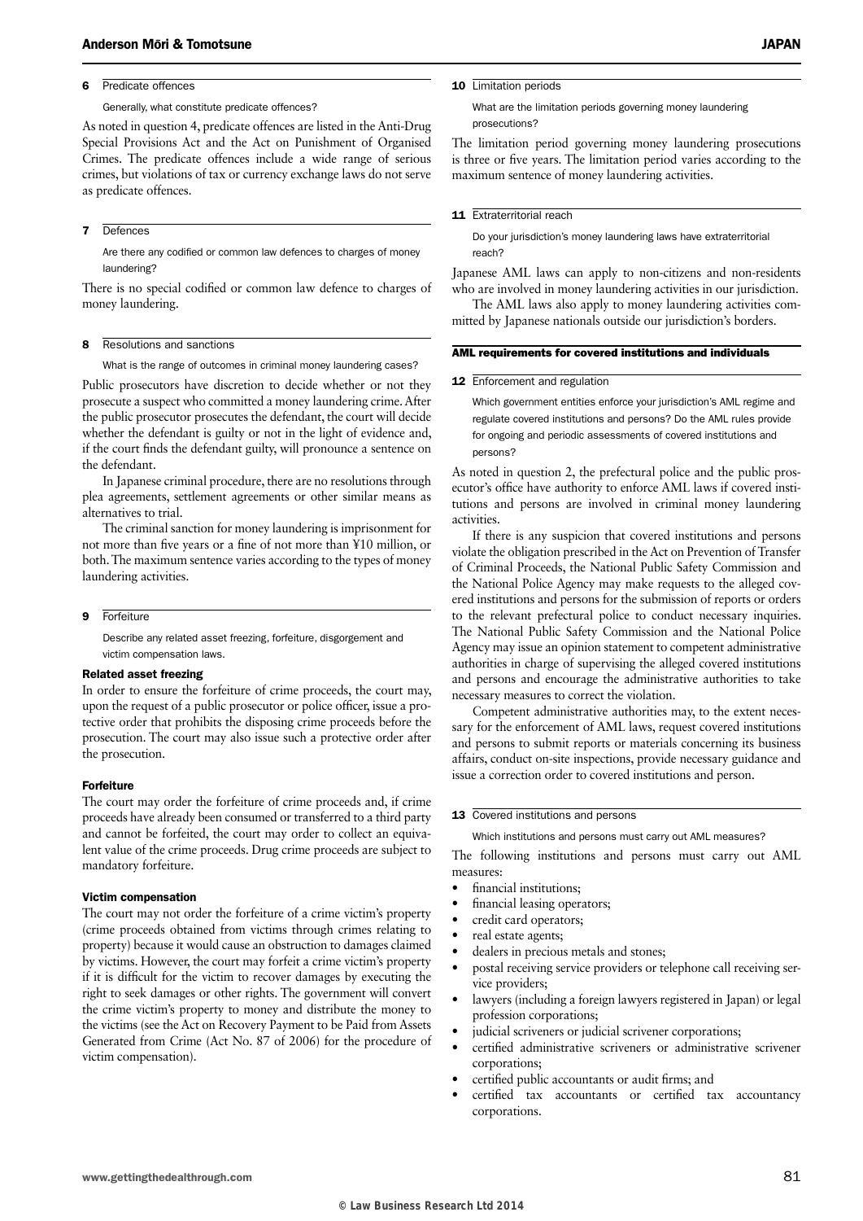### 6 Predicate offences

Generally, what constitute predicate offences?

As noted in question 4, predicate offences are listed in the Anti-Drug Special Provisions Act and the Act on Punishment of Organised Crimes. The predicate offences include a wide range of serious crimes, but violations of tax or currency exchange laws do not serve as predicate offences.

### 7 Defences

Are there any codified or common law defences to charges of money laundering?

There is no special codified or common law defence to charges of money laundering.

### 8 Resolutions and sanctions

What is the range of outcomes in criminal money laundering cases?

Public prosecutors have discretion to decide whether or not they prosecute a suspect who committed a money laundering crime. After the public prosecutor prosecutes the defendant, the court will decide whether the defendant is guilty or not in the light of evidence and, if the court finds the defendant guilty, will pronounce a sentence on the defendant.

In Japanese criminal procedure, there are no resolutions through plea agreements, settlement agreements or other similar means as alternatives to trial.

The criminal sanction for money laundering is imprisonment for not more than five years or a fine of not more than ¥10 million, or both. The maximum sentence varies according to the types of money laundering activities.

### 9 Forfeiture

Describe any related asset freezing, forfeiture, disgorgement and victim compensation laws.

**Related asset freezing**

In order to ensure the forfeiture of crime proceeds, the court may, upon the request of a public prosecutor or police officer, issue a protective order that prohibits the disposing crime proceeds before the prosecution. The court may also issue such a protective order after the prosecution.

**Forfeiture**

The court may order the forfeiture of crime proceeds and, if crime proceeds have already been consumed or transferred to a third party and cannot be forfeited, the court may order to collect an equivalent value of the crime proceeds. Drug crime proceeds are subject to mandatory forfeiture.

**Victim compensation**

The court may not order the forfeiture of a crime victim's property (crime proceeds obtained from victims through crimes relating to property) because it would cause an obstruction to damages claimed by victims. However, the court may forfeit a crime victim's property if it is difficult for the victim to recover damages by executing the right to seek damages or other rights. The government will convert the crime victim's property to money and distribute the money to the victims (see the Act on Recovery Payment to be Paid from Assets Generated from Crime (Act No. 87 of 2006) for the procedure of victim compensation).

### 10 Limitation periods

What are the limitation periods governing money laundering prosecutions?

The limitation period governing money laundering prosecutions is three or five years. The limitation period varies according to the maximum sentence of money laundering activities.

### 11 Extraterritorial reach

Do your jurisdiction's money laundering laws have extraterritorial reach?

Japanese AML laws can apply to non-citizens and non-residents who are involved in money laundering activities in our jurisdiction.

The AML laws also apply to money laundering activities committed by Japanese nationals outside our jurisdiction's borders.

## AML requirements for covered institutions and individuals

### 12 Enforcement and regulation

Which government entities enforce your jurisdiction's AML regime and regulate covered institutions and persons? Do the AML rules provide for ongoing and periodic assessments of covered institutions and persons?

As noted in question 2, the prefectural police and the public prosecutor's office have authority to enforce AML laws if covered institutions and persons are involved in criminal money laundering activities.

If there is any suspicion that covered institutions and persons violate the obligation prescribed in the Act on Prevention of Transfer of Criminal Proceeds, the National Public Safety Commission and the National Police Agency may make requests to the alleged covered institutions and persons for the submission of reports or orders to the relevant prefectural police to conduct necessary inquiries. The National Public Safety Commission and the National Police Agency may issue an opinion statement to competent administrative authorities in charge of supervising the alleged covered institutions and persons and encourage the administrative authorities to take necessary measures to correct the violation.

Competent administrative authorities may, to the extent necessary for the enforcement of AML laws, request covered institutions and persons to submit reports or materials concerning its business affairs, conduct on-site inspections, provide necessary guidance and issue a correction order to covered institutions and person.

### 13 Covered institutions and persons

Which institutions and persons must carry out AML measures?

The following institutions and persons must carry out AML measures:

- financial institutions;
- financial leasing operators;
- credit card operators;
- real estate agents;
- dealers in precious metals and stones;
- postal receiving service providers or telephone call receiving service providers;
- lawyers (including a foreign lawyers registered in Japan) or legal profession corporations;
- judicial scriveners or judicial scrivener corporations;
- certified administrative scriveners or administrative scrivener corporations;
- certified public accountants or audit firms; and
- certified tax accountants or certified tax accountancy corporations.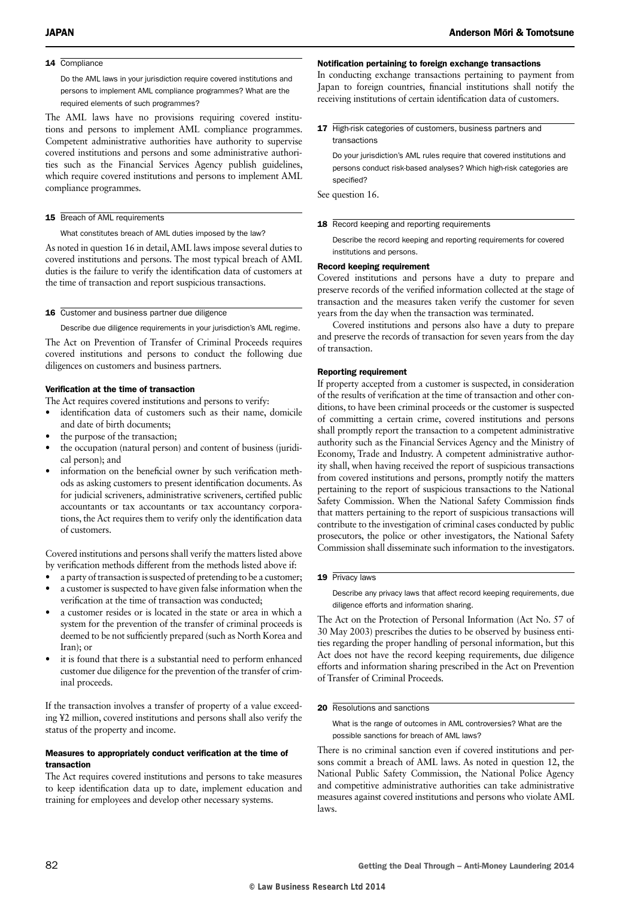### 14 Compliance

Do the AML laws in your jurisdiction require covered institutions and persons to implement AML compliance programmes? What are the required elements of such programmes?

The AML laws have no provisions requiring covered institutions and persons to implement AML compliance programmes. Competent administrative authorities have authority to supervise covered institutions and persons and some administrative authorities such as the Financial Services Agency publish guidelines, which require covered institutions and persons to implement AML compliance programmes.

### 15 Breach of AML requirements

What constitutes breach of AML duties imposed by the law?

As noted in question 16 in detail, AML laws impose several duties to covered institutions and persons. The most typical breach of AML duties is the failure to verify the identification data of customers at the time of transaction and report suspicious transactions.

### 16 Customer and business partner due diligence

Describe due diligence requirements in your jurisdiction's AML regime.

The Act on Prevention of Transfer of Criminal Proceeds requires covered institutions and persons to conduct the following due diligences on customers and business partners.

#### Verification at the time of transaction

The Act requires covered institutions and persons to verify:

- identification data of customers such as their name, domicile and date of birth documents;
- the purpose of the transaction;
- the occupation (natural person) and content of business (juridical person); and
- information on the beneficial owner by such verification methods as asking customers to present identification documents. As for judicial scriveners, administrative scriveners, certified public accountants or tax accountants or tax accountancy corporations, the Act requires them to verify only the identification data of customers.

Covered institutions and persons shall verify the matters listed above by verification methods different from the methods listed above if:

- a party of transaction is suspected of pretending to be a customer;
- a customer is suspected to have given false information when the verification at the time of transaction was conducted;
- a customer resides or is located in the state or area in which a system for the prevention of the transfer of criminal proceeds is deemed to be not sufficiently prepared (such as North Korea and Iran); or
- it is found that there is a substantial need to perform enhanced customer due diligence for the prevention of the transfer of criminal proceeds.

If the transaction involves a transfer of property of a value exceeding ¥2 million, covered institutions and persons shall also verify the status of the property and income.

#### Measures to appropriately conduct verification at the time of transaction

The Act requires covered institutions and persons to take measures to keep identification data up to date, implement education and training for employees and develop other necessary systems.

#### Notification pertaining to foreign exchange transactions

In conducting exchange transactions pertaining to payment from Japan to foreign countries, financial institutions shall notify the receiving institutions of certain identification data of customers.

### 17 High-risk categories of customers, business partners and transactions

Do your jurisdiction's AML rules require that covered institutions and persons conduct risk-based analyses? Which high-risk categories are specified?

See question 16.

### 18 Record keeping and reporting requirements

Describe the record keeping and reporting requirements for covered institutions and persons.

#### Record keeping requirement

Covered institutions and persons have a duty to prepare and preserve records of the verified information collected at the stage of transaction and the measures taken verify the customer for seven years from the day when the transaction was terminated.

Covered institutions and persons also have a duty to prepare and preserve the records of transaction for seven years from the day of transaction.

#### Reporting requirement

If property accepted from a customer is suspected, in consideration of the results of verification at the time of transaction and other conditions, to have been criminal proceeds or the customer is suspected of committing a certain crime, covered institutions and persons shall promptly report the transaction to a competent administrative authority such as the Financial Services Agency and the Ministry of Economy, Trade and Industry. A competent administrative authority shall, when having received the report of suspicious transactions from covered institutions and persons, promptly notify the matters pertaining to the report of suspicious transactions to the National Safety Commission. When the National Safety Commission finds that matters pertaining to the report of suspicious transactions will contribute to the investigation of criminal cases conducted by public prosecutors, the police or other investigators, the National Safety Commission shall disseminate such information to the investigators.

### 19 Privacy laws

Describe any privacy laws that affect record keeping requirements, due diligence efforts and information sharing.

The Act on the Protection of Personal Information (Act No. 57 of 30 May 2003) prescribes the duties to be observed by business entities regarding the proper handling of personal information, but this Act does not have the record keeping requirements, due diligence efforts and information sharing prescribed in the Act on Prevention of Transfer of Criminal Proceeds.

### 20 Resolutions and sanctions

What is the range of outcomes in AML controversies? What are the possible sanctions for breach of AML laws?

There is no criminal sanction even if covered institutions and persons commit a breach of AML laws. As noted in question 12, the National Public Safety Commission, the National Police Agency and competitive administrative authorities can take administrative measures against covered institutions and persons who violate AML laws.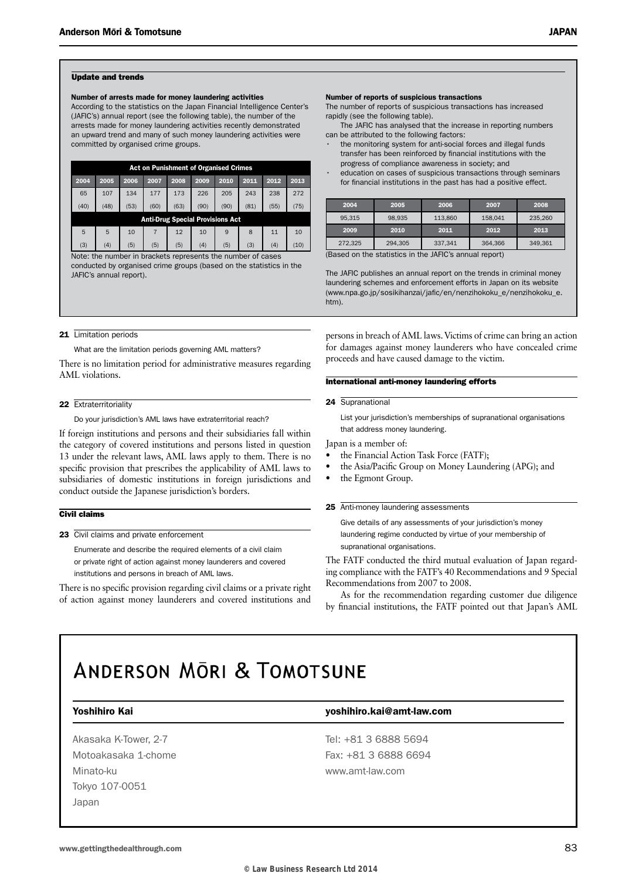### Update and trends

**Number of arrests made for money laundering activities**

According to the statistics on the Japan Financial Intelligence Center's (JAFIC's) annual report (see the following table), the number of the arrests made for money laundering activities recently demonstrated an upward trend and many of such money laundering activities were committed by organised crime groups.

| Act on Punishment of Organised Crimes | | | | | | | | | |
|---|---|---|---|---|---|---|---|---|---|
| 2004 | 2005 | 2006 | 2007 | 2008 | 2009 | 2010 | 2011 | 2012 | 2013 |
| 65 | 107 | 134 | 177 | 173 | 226 | 205 | 243 | 238 | 272 |
| (40) | (48) | (53) | (60) | (63) | (90) | (90) | (81) | (55) | (75) |
| **Anti-Drug Special Provisions Act** | | | | | | | | | |
| 5 | 5 | 10 | 7 | 12 | 10 | 9 | 8 | 11 | 10 |
| (3) | (4) | (5) | (5) | (5) | (4) | (5) | (3) | (4) | (10) |

Note: the number in brackets represents the number of cases conducted by organised crime groups (based on the statistics in the JAFIC's annual report).

**Number of reports of suspicious transactions**

The number of reports of suspicious transactions has increased rapidly (see the following table).

The JAFIC has analysed that the increase in reporting numbers can be attributed to the following factors:

- the monitoring system for anti-social forces and illegal funds transfer has been reinforced by financial institutions with the progress of compliance awareness in society; and
- education on cases of suspicious transactions through seminars for financial institutions in the past has had a positive effect.

| 2004 | 2005 | 2006 | 2007 | 2008 |
|---|---|---|---|---|
| 95,315 | 98,935 | 113,860 | 158,041 | 235,260 |
| **2009** | **2010** | **2011** | **2012** | **2013** |
| 272,325 | 294,305 | 337,341 | 364,366 | 349,361 |

(Based on the statistics in the JAFIC's annual report)

The JAFIC publishes an annual report on the trends in criminal money laundering schemes and enforcement efforts in Japan on its website (www.npa.go.jp/sosikihanzai/jafic/en/nenzihokoku_e/nenzihokoku_e.htm).

**21 Limitation periods**

What are the limitation periods governing AML matters?

There is no limitation period for administrative measures regarding AML violations.

**22 Extraterritoriality**

Do your jurisdiction's AML laws have extraterritorial reach?

If foreign institutions and persons and their subsidiaries fall within the category of covered institutions and persons listed in question 13 under the relevant laws, AML laws apply to them. There is no specific provision that prescribes the applicability of AML laws to subsidiaries of domestic institutions in foreign jurisdictions and conduct outside the Japanese jurisdiction's borders.

### Civil claims

**23 Civil claims and private enforcement**

Enumerate and describe the required elements of a civil claim or private right of action against money launderers and covered institutions and persons in breach of AML laws.

There is no specific provision regarding civil claims or a private right of action against money launderers and covered institutions and persons in breach of AML laws. Victims of crime can bring an action for damages against money launderers who have concealed crime proceeds and have caused damage to the victim.

### International anti-money laundering efforts

**24 Supranational**

List your jurisdiction's memberships of supranational organisations that address money laundering.

Japan is a member of:

- the Financial Action Task Force (FATF);
- the Asia/Pacific Group on Money Laundering (APG); and
- the Egmont Group.

**25 Anti-money laundering assessments**

Give details of any assessments of your jurisdiction's money laundering regime conducted by virtue of your membership of supranational organisations.

The FATF conducted the third mutual evaluation of Japan regarding compliance with the FATF's 40 Recommendations and 9 Special Recommendations from 2007 to 2008.

As for the recommendation regarding customer due diligence by financial institutions, the FATF pointed out that Japan's AML

---

## Anderson Mōri & Tomotsune

**Yoshihiro Kai** — **yoshihiro.kai@amt-law.com**

Akasaka K-Tower, 2-7
Motoakasaka 1-chome
Minato-ku
Tokyo 107-0051
Japan

Tel: +81 3 6888 5694
Fax: +81 3 6888 6694
www.amt-law.com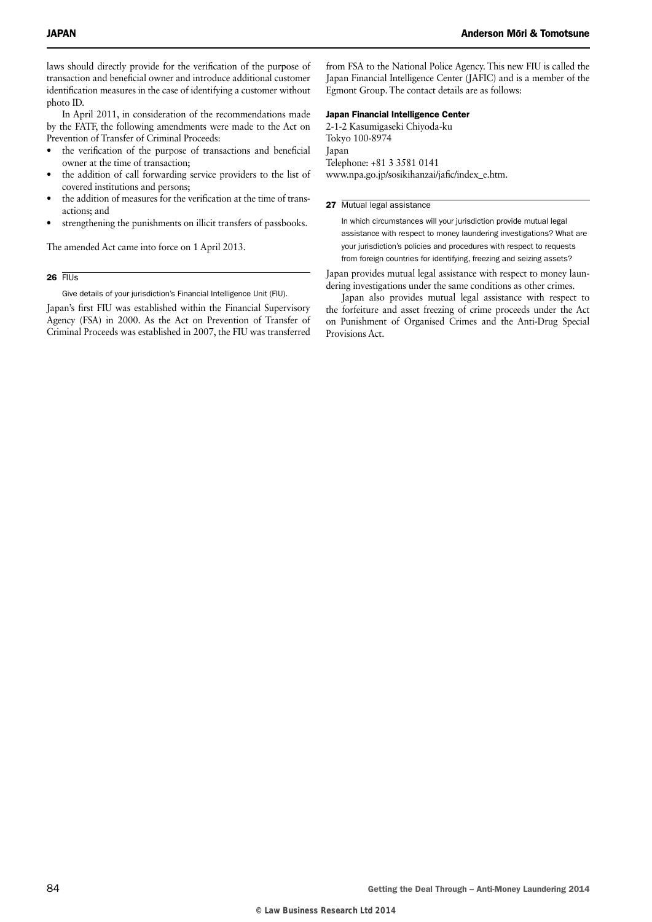laws should directly provide for the verification of the purpose of transaction and beneficial owner and introduce additional customer identification measures in the case of identifying a customer without photo ID.

In April 2011, in consideration of the recommendations made by the FATF, the following amendments were made to the Act on Prevention of Transfer of Criminal Proceeds:

- the verification of the purpose of transactions and beneficial owner at the time of transaction;
- the addition of call forwarding service providers to the list of covered institutions and persons;
- the addition of measures for the verification at the time of transactions; and
- strengthening the punishments on illicit transfers of passbooks.

The amended Act came into force on 1 April 2013.

### 26 FIUs

Give details of your jurisdiction's Financial Intelligence Unit (FIU).

Japan's first FIU was established within the Financial Supervisory Agency (FSA) in 2000. As the Act on Prevention of Transfer of Criminal Proceeds was established in 2007, the FIU was transferred from FSA to the National Police Agency. This new FIU is called the Japan Financial Intelligence Center (JAFIC) and is a member of the Egmont Group. The contact details are as follows:

**Japan Financial Intelligence Center**
2-1-2 Kasumigaseki Chiyoda-ku
Tokyo 100-8974
Japan
Telephone: +81 3 3581 0141
www.npa.go.jp/sosikihanzai/jafic/index_e.htm.

### 27 Mutual legal assistance

In which circumstances will your jurisdiction provide mutual legal assistance with respect to money laundering investigations? What are your jurisdiction's policies and procedures with respect to requests from foreign countries for identifying, freezing and seizing assets?

Japan provides mutual legal assistance with respect to money laundering investigations under the same conditions as other crimes.

Japan also provides mutual legal assistance with respect to the forfeiture and asset freezing of crime proceeds under the Act on Punishment of Organised Crimes and the Anti-Drug Special Provisions Act.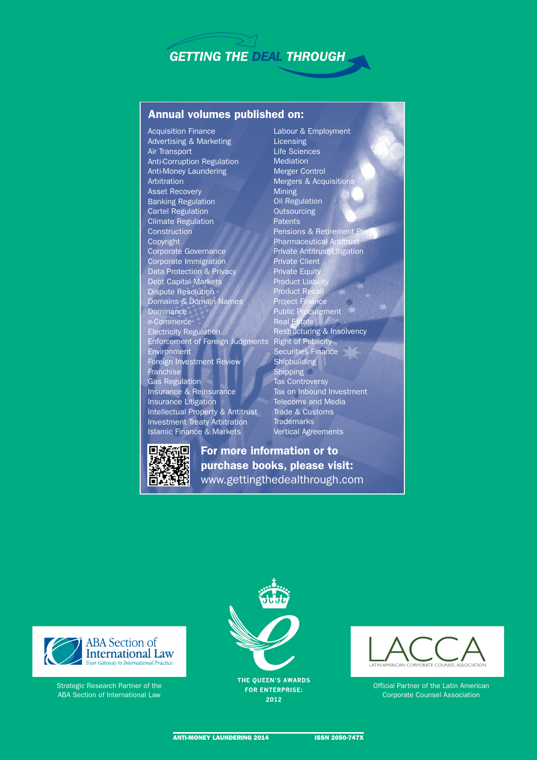# GETTING THE DEAL THROUGH

## Annual volumes published on:

- Acquisition Finance
- Advertising & Marketing
- Air Transport
- Anti-Corruption Regulation
- Anti-Money Laundering
- Arbitration
- Asset Recovery
- Banking Regulation
- Cartel Regulation
- Climate Regulation
- Construction
- Copyright
- Corporate Governance
- Corporate Immigration
- Data Protection & Privacy
- Debt Capital Markets
- Dispute Resolution
- Domains & Domain Names
- Dominance
- e-Commerce
- Electricity Regulation
- Enforcement of Foreign Judgments
- Environment
- Foreign Investment Review
- Franchise
- Gas Regulation
- Insurance & Reinsurance
- Insurance Litigation
- Intellectual Property & Antitrust
- Investment Treaty Arbitration
- Islamic Finance & Markets
- Labour & Employment
- Licensing
- Life Sciences
- Mediation
- Merger Control
- Mergers & Acquisitions
- Mining
- Oil Regulation
- Outsourcing
- Patents
- Pensions & Retirement Plans
- Pharmaceutical Antitrust
- Private Antitrust Litigation
- Private Client
- Private Equity
- Product Liability
- Product Recall
- Project Finance
- Public Procurement
- Real Estate
- Restructuring & Insolvency
- Right of Publicity
- Securities Finance
- Shipbuilding
- Shipping
- Tax Controversy
- Tax on Inbound Investment
- Telecoms and Media
- Trade & Customs
- Trademarks
- Vertical Agreements

**For more information or to purchase books, please visit:**
www.gettingthedealthrough.com

Strategic Research Partner of the ABA Section of International Law

THE QUEEN'S AWARDS FOR ENTERPRISE: 2012

Official Partner of the Latin American Corporate Counsel Association

ANTI-MONEY LAUNDERING 2014 ISSN 2050-747X